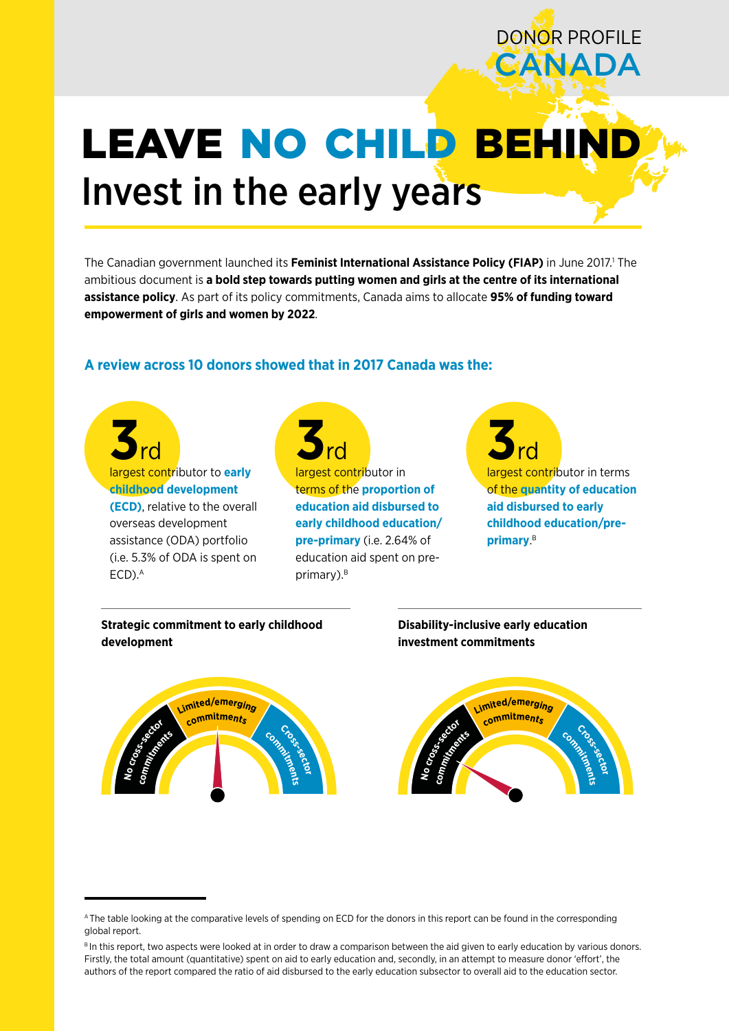DONOR PROFILE
CANADA

# LEAVE NO CHILD BEHIND
## Invest in the early years

The Canadian government launched its **Feminist International Assistance Policy (FIAP)** in June 2017.[1] The ambitious document is **a bold step towards putting women and girls at the centre of its international assistance policy**. As part of its policy commitments, Canada aims to allocate **95% of funding toward empowerment of girls and women by 2022**.

### A review across 10 donors showed that in 2017 Canada was the:

**3rd** largest contributor to **early childhood development (ECD)**, relative to the overall overseas development assistance (ODA) portfolio (i.e. 5.3% of ODA is spent on ECD).[A]

**3rd** largest contributor in terms of the **proportion of education aid disbursed to early childhood education/pre-primary** (i.e. 2.64% of education aid spent on pre-primary).[B]

**3rd** largest contributor in terms of the **quantity of education aid disbursed to early childhood education/pre-primary**.[B]

**Strategic commitment to early childhood development**

No cross-sector commitments | Limited/emerging commitments | Cross-sector commitments

**Disability-inclusive early education investment commitments**

No cross-sector commitments | Limited/emerging commitments | Cross-sector commitments

---

[A] The table looking at the comparative levels of spending on ECD for the donors in this report can be found in the corresponding global report.

[B] In this report, two aspects were looked at in order to draw a comparison between the aid given to early education by various donors. Firstly, the total amount (quantitative) spent on aid to early education and, secondly, in an attempt to measure donor 'effort', the authors of the report compared the ratio of aid disbursed to the early education subsector to overall aid to the education sector.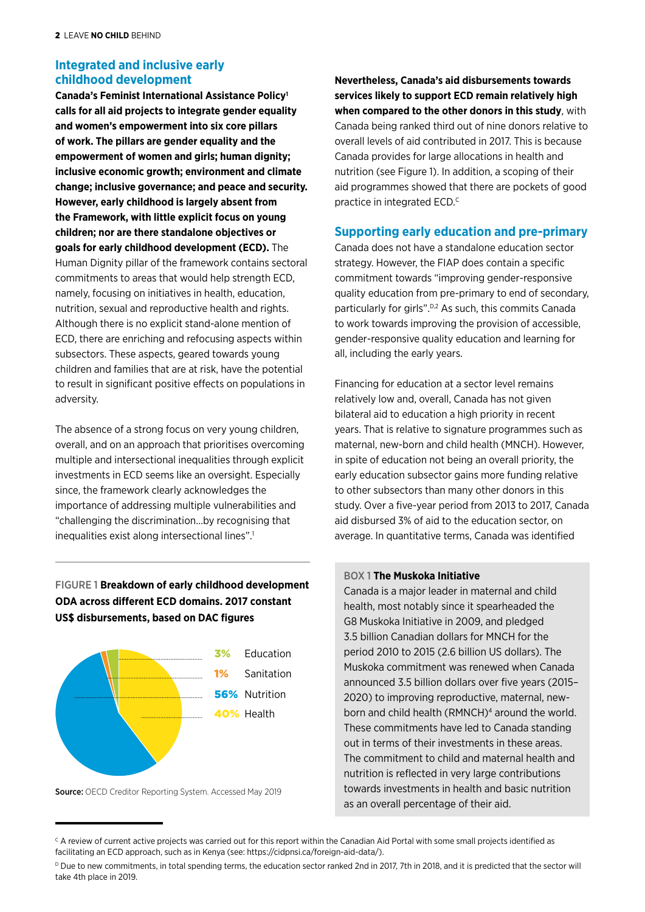## Integrated and inclusive early childhood development

**Canada's Feminist International Assistance Policy[1] calls for all aid projects to integrate gender equality and women's empowerment into six core pillars of work. The pillars are gender equality and the empowerment of women and girls; human dignity; inclusive economic growth; environment and climate change; inclusive governance; and peace and security. However, early childhood is largely absent from the Framework, with little explicit focus on young children; nor are there standalone objectives or goals for early childhood development (ECD).** The Human Dignity pillar of the framework contains sectoral commitments to areas that would help strength ECD, namely, focusing on initiatives in health, education, nutrition, sexual and reproductive health and rights. Although there is no explicit stand-alone mention of ECD, there are enriching and refocusing aspects within subsectors. These aspects, geared towards young children and families that are at risk, have the potential to result in significant positive effects on populations in adversity.

The absence of a strong focus on very young children, overall, and on an approach that prioritises overcoming multiple and intersectional inequalities through explicit investments in ECD seems like an oversight. Especially since, the framework clearly acknowledges the importance of addressing multiple vulnerabilities and "challenging the discrimination…by recognising that inequalities exist along intersectional lines".[1]

FIGURE 1 **Breakdown of early childhood development ODA across different ECD domains. 2017 constant US$ disbursements, based on DAC figures**

| Domain | Share |
|---|---|
| Education | 3% |
| Sanitation | 1% |
| Nutrition | 56% |
| Health | 40% |

**Source:** OECD Creditor Reporting System. Accessed May 2019

**Nevertheless, Canada's aid disbursements towards services likely to support ECD remain relatively high when compared to the other donors in this study**, with Canada being ranked third out of nine donors relative to overall levels of aid contributed in 2017. This is because Canada provides for large allocations in health and nutrition (see Figure 1). In addition, a scoping of their aid programmes showed that there are pockets of good practice in integrated ECD.[C]

## Supporting early education and pre-primary

Canada does not have a standalone education sector strategy. However, the FIAP does contain a specific commitment towards "improving gender-responsive quality education from pre-primary to end of secondary, particularly for girls".[D,2] As such, this commits Canada to work towards improving the provision of accessible, gender-responsive quality education and learning for all, including the early years.

Financing for education at a sector level remains relatively low and, overall, Canada has not given bilateral aid to education a high priority in recent years. That is relative to signature programmes such as maternal, new-born and child health (MNCH). However, in spite of education not being an overall priority, the early education subsector gains more funding relative to other subsectors than many other donors in this study. Over a five-year period from 2013 to 2017, Canada aid disbursed 3% of aid to the education sector, on average. In quantitative terms, Canada was identified

> BOX 1 **The Muskoka Initiative**
>
> Canada is a major leader in maternal and child health, most notably since it spearheaded the G8 Muskoka Initiative in 2009, and pledged 3.5 billion Canadian dollars for MNCH for the period 2010 to 2015 (2.6 billion US dollars). The Muskoka commitment was renewed when Canada announced 3.5 billion dollars over five years (2015–2020) to improving reproductive, maternal, new-born and child health (RMNCH)[4] around the world. These commitments have led to Canada standing out in terms of their investments in these areas. The commitment to child and maternal health and nutrition is reflected in very large contributions towards investments in health and basic nutrition as an overall percentage of their aid.

---

[C] A review of current active projects was carried out for this report within the Canadian Aid Portal with some small projects identified as facilitating an ECD approach, such as in Kenya (see: https://cidpnsi.ca/foreign-aid-data/).

[D] Due to new commitments, in total spending terms, the education sector ranked 2nd in 2017, 7th in 2018, and it is predicted that the sector will take 4th place in 2019.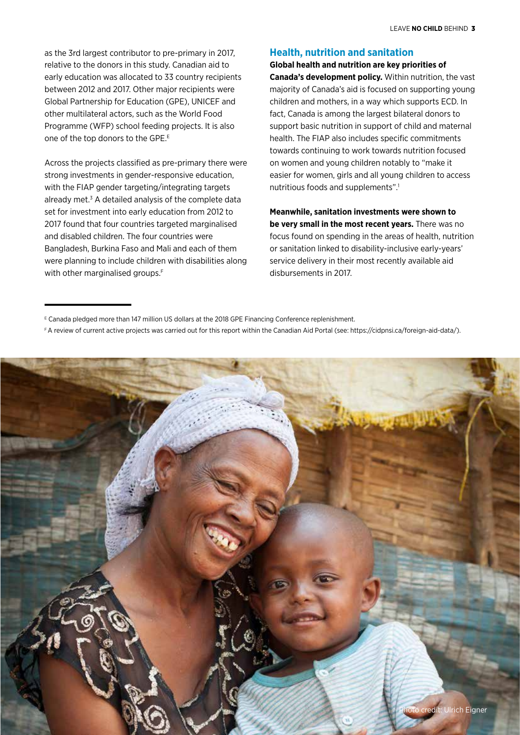as the 3rd largest contributor to pre-primary in 2017, relative to the donors in this study. Canadian aid to early education was allocated to 33 country recipients between 2012 and 2017. Other major recipients were Global Partnership for Education (GPE), UNICEF and other multilateral actors, such as the World Food Programme (WFP) school feeding projects. It is also one of the top donors to the GPE.[E]

Across the projects classified as pre-primary there were strong investments in gender-responsive education, with the FIAP gender targeting/integrating targets already met.[3] A detailed analysis of the complete data set for investment into early education from 2012 to 2017 found that four countries targeted marginalised and disabled children. The four countries were Bangladesh, Burkina Faso and Mali and each of them were planning to include children with disabilities along with other marginalised groups.[F]

## Health, nutrition and sanitation

**Global health and nutrition are key priorities of Canada's development policy.** Within nutrition, the vast majority of Canada's aid is focused on supporting young children and mothers, in a way which supports ECD. In fact, Canada is among the largest bilateral donors to support basic nutrition in support of child and maternal health. The FIAP also includes specific commitments towards continuing to work towards nutrition focused on women and young children notably to "make it easier for women, girls and all young children to access nutritious foods and supplements".[1]

**Meanwhile, sanitation investments were shown to be very small in the most recent years.** There was no focus found on spending in the areas of health, nutrition or sanitation linked to disability-inclusive early-years' service delivery in their most recently available aid disbursements in 2017.

---

[E] Canada pledged more than 147 million US dollars at the 2018 GPE Financing Conference replenishment.

[F] A review of current active projects was carried out for this report within the Canadian Aid Portal (see: https://cidpnsi.ca/foreign-aid-data/).

Photo credit: Ulrich Eigner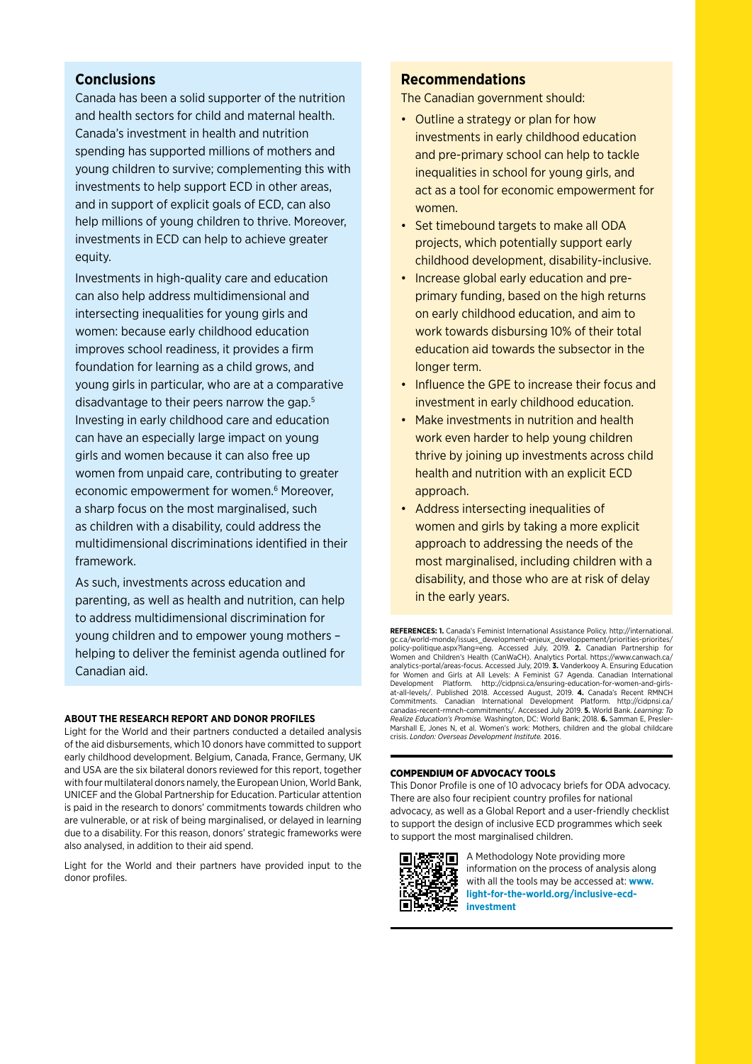## Conclusions

Canada has been a solid supporter of the nutrition and health sectors for child and maternal health. Canada's investment in health and nutrition spending has supported millions of mothers and young children to survive; complementing this with investments to help support ECD in other areas, and in support of explicit goals of ECD, can also help millions of young children to thrive. Moreover, investments in ECD can help to achieve greater equity.

Investments in high-quality care and education can also help address multidimensional and intersecting inequalities for young girls and women: because early childhood education improves school readiness, it provides a firm foundation for learning as a child grows, and young girls in particular, who are at a comparative disadvantage to their peers narrow the gap.[5] Investing in early childhood care and education can have an especially large impact on young girls and women because it can also free up women from unpaid care, contributing to greater economic empowerment for women.[6] Moreover, a sharp focus on the most marginalised, such as children with a disability, could address the multidimensional discriminations identified in their framework.

As such, investments across education and parenting, as well as health and nutrition, can help to address multidimensional discrimination for young children and to empower young mothers – helping to deliver the feminist agenda outlined for Canadian aid.

## Recommendations

The Canadian government should:

- Outline a strategy or plan for how investments in early childhood education and pre-primary school can help to tackle inequalities in school for young girls, and act as a tool for economic empowerment for women.
- Set timebound targets to make all ODA projects, which potentially support early childhood development, disability-inclusive.
- Increase global early education and pre-primary funding, based on the high returns on early childhood education, and aim to work towards disbursing 10% of their total education aid towards the subsector in the longer term.
- Influence the GPE to increase their focus and investment in early childhood education.
- Make investments in nutrition and health work even harder to help young children thrive by joining up investments across child health and nutrition with an explicit ECD approach.
- Address intersecting inequalities of women and girls by taking a more explicit approach to addressing the needs of the most marginalised, including children with a disability, and those who are at risk of delay in the early years.

**REFERENCES: 1.** Canada's Feminist International Assistance Policy. http://international.gc.ca/world-monde/issues_development-enjeux_developpement/priorities-priorites/policy-politique.aspx?lang=eng. Accessed July, 2019. **2.** Canadian Partnership for Women and Children's Health (CanWaCH). Analytics Portal. https://www.canwach.ca/analytics-portal/areas-focus. Accessed July, 2019. **3.** Vanderkooy A. Ensuring Education for Women and Girls at All Levels: A Feminist G7 Agenda. Canadian International Development Platform. http://cidpnsi.ca/ensuring-education-for-women-and-girls-at-all-levels/. Published 2018. Accessed August, 2019. **4.** Canada's Recent RMNCH Commitments. Canadian International Development Platform. http://cidpnsi.ca/canadas-recent-rmnch-commitments/. Accessed July 2019. **5.** World Bank. *Learning: To Realize Education's Promise.* Washington, DC: World Bank; 2018. **6.** Samman E, Presler-Marshall E, Jones N, et al. Women's work: Mothers, children and the global childcare crisis. *London: Overseas Development Institute.* 2016.

### ABOUT THE RESEARCH REPORT AND DONOR PROFILES

Light for the World and their partners conducted a detailed analysis of the aid disbursements, which 10 donors have committed to support early childhood development. Belgium, Canada, France, Germany, UK and USA are the six bilateral donors reviewed for this report, together with four multilateral donors namely, the European Union, World Bank, UNICEF and the Global Partnership for Education. Particular attention is paid in the research to donors' commitments towards children who are vulnerable, or at risk of being marginalised, or delayed in learning due to a disability. For this reason, donors' strategic frameworks were also analysed, in addition to their aid spend.

Light for the World and their partners have provided input to the donor profiles.

### COMPENDIUM OF ADVOCACY TOOLS

This Donor Profile is one of 10 advocacy briefs for ODA advocacy. There are also four recipient country profiles for national advocacy, as well as a Global Report and a user-friendly checklist to support the design of inclusive ECD programmes which seek to support the most marginalised children.

A Methodology Note providing more information on the process of analysis along with all the tools may be accessed at: **www.light-for-the-world.org/inclusive-ecd-investment**